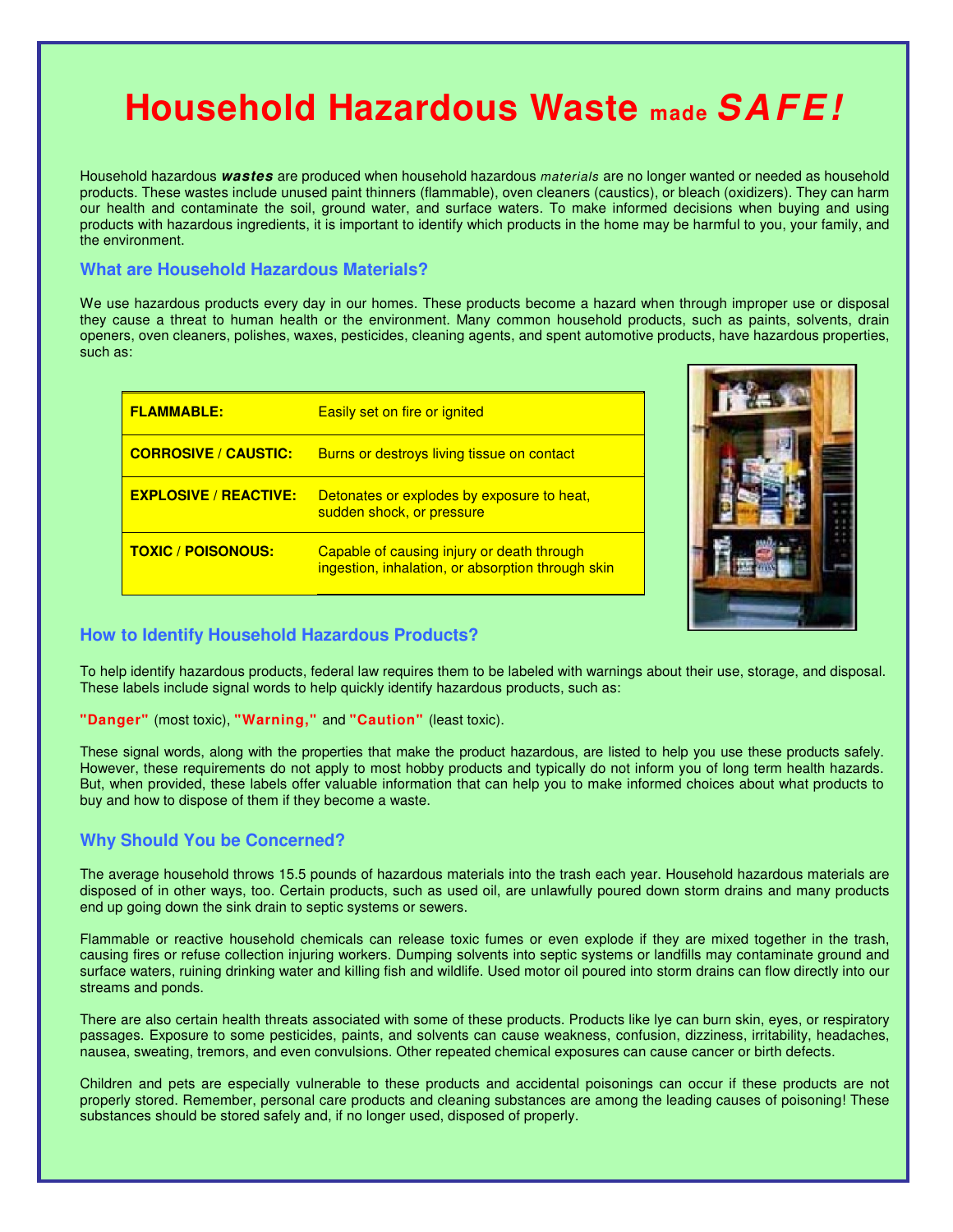# Household Hazardous Waste made *SAFE!*

Household hazardous ***wastes*** are produced when household hazardous *materials* are no longer wanted or needed as household products. These wastes include unused paint thinners (flammable), oven cleaners (caustics), or bleach (oxidizers). They can harm our health and contaminate the soil, ground water, and surface waters. To make informed decisions when buying and using products with hazardous ingredients, it is important to identify which products in the home may be harmful to you, your family, and the environment.

## What are Household Hazardous Materials?

We use hazardous products every day in our homes. These products become a hazard when through improper use or disposal they cause a threat to human health or the environment. Many common household products, such as paints, solvents, drain openers, oven cleaners, polishes, waxes, pesticides, cleaning agents, and spent automotive products, have hazardous properties, such as:

| | |
|---|---|
| **FLAMMABLE:** | Easily set on fire or ignited |
| **CORROSIVE / CAUSTIC:** | Burns or destroys living tissue on contact |
| **EXPLOSIVE / REACTIVE:** | Detonates or explodes by exposure to heat, sudden shock, or pressure |
| **TOXIC / POISONOUS:** | Capable of causing injury or death through ingestion, inhalation, or absorption through skin |

## How to Identify Household Hazardous Products?

To help identify hazardous products, federal law requires them to be labeled with warnings about their use, storage, and disposal. These labels include signal words to help quickly identify hazardous products, such as:

**"Danger"** (most toxic), **"Warning,"** and **"Caution"** (least toxic).

These signal words, along with the properties that make the product hazardous, are listed to help you use these products safely. However, these requirements do not apply to most hobby products and typically do not inform you of long term health hazards. But, when provided, these labels offer valuable information that can help you to make informed choices about what products to buy and how to dispose of them if they become a waste.

## Why Should You be Concerned?

The average household throws 15.5 pounds of hazardous materials into the trash each year. Household hazardous materials are disposed of in other ways, too. Certain products, such as used oil, are unlawfully poured down storm drains and many products end up going down the sink drain to septic systems or sewers.

Flammable or reactive household chemicals can release toxic fumes or even explode if they are mixed together in the trash, causing fires or refuse collection injuring workers. Dumping solvents into septic systems or landfills may contaminate ground and surface waters, ruining drinking water and killing fish and wildlife. Used motor oil poured into storm drains can flow directly into our streams and ponds.

There are also certain health threats associated with some of these products. Products like lye can burn skin, eyes, or respiratory passages. Exposure to some pesticides, paints, and solvents can cause weakness, confusion, dizziness, irritability, headaches, nausea, sweating, tremors, and even convulsions. Other repeated chemical exposures can cause cancer or birth defects.

Children and pets are especially vulnerable to these products and accidental poisonings can occur if these products are not properly stored. Remember, personal care products and cleaning substances are among the leading causes of poisoning! These substances should be stored safely and, if no longer used, disposed of properly.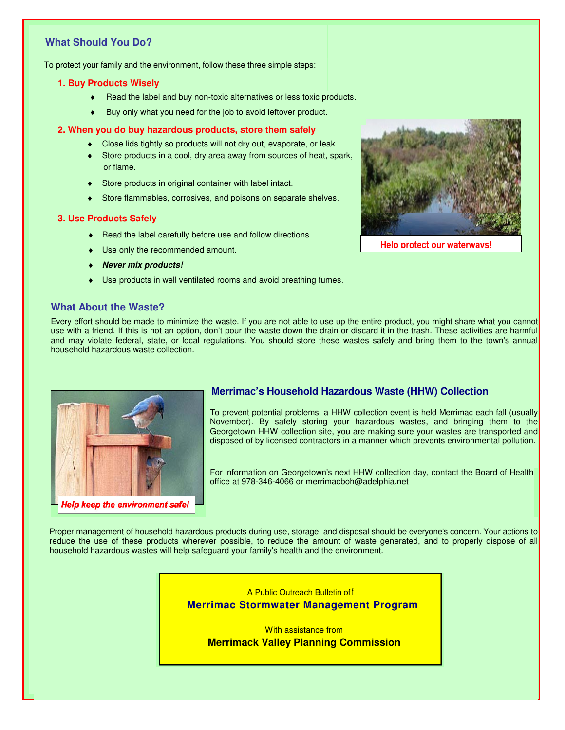## What Should You Do?

To protect your family and the environment, follow these three simple steps:

### 1. Buy Products Wisely

- Read the label and buy non-toxic alternatives or less toxic products.
- Buy only what you need for the job to avoid leftover product.

### 2. When you do buy hazardous products, store them safely

- Close lids tightly so products will not dry out, evaporate, or leak.
- Store products in a cool, dry area away from sources of heat, spark, or flame.
- Store products in original container with label intact.
- Store flammables, corrosives, and poisons on separate shelves.

### 3. Use Products Safely

- Read the label carefully before use and follow directions.
- Use only the recommended amount.
- ***Never mix products!***
- Use products in well ventilated rooms and avoid breathing fumes.

Help protect our waterways!

## What About the Waste?

Every effort should be made to minimize the waste. If you are not able to use up the entire product, you might share what you cannot use with a friend. If this is not an option, don't pour the waste down the drain or discard it in the trash. These activities are harmful and may violate federal, state, or local regulations. You should store these wastes safely and bring them to the town's annual household hazardous waste collection.

## Merrimac's Household Hazardous Waste (HHW) Collection

To prevent potential problems, a HHW collection event is held Merrimac each fall (usually November). By safely storing your hazardous wastes, and bringing them to the Georgetown HHW collection site, you are making sure your wastes are transported and disposed of by licensed contractors in a manner which prevents environmental pollution.

For information on Georgetown's next HHW collection day, contact the Board of Health office at 978-346-4066 or merrimacboh@adelphia.net

*Help keep the environment safe!*

Proper management of household hazardous products during use, storage, and disposal should be everyone's concern. Your actions to reduce the use of these products wherever possible, to reduce the amount of waste generated, and to properly dispose of all household hazardous wastes will help safeguard your family's health and the environment.

A Public Outreach Bulletin of

**Merrimac Stormwater Management Program**

With assistance from

**Merrimack Valley Planning Commission**